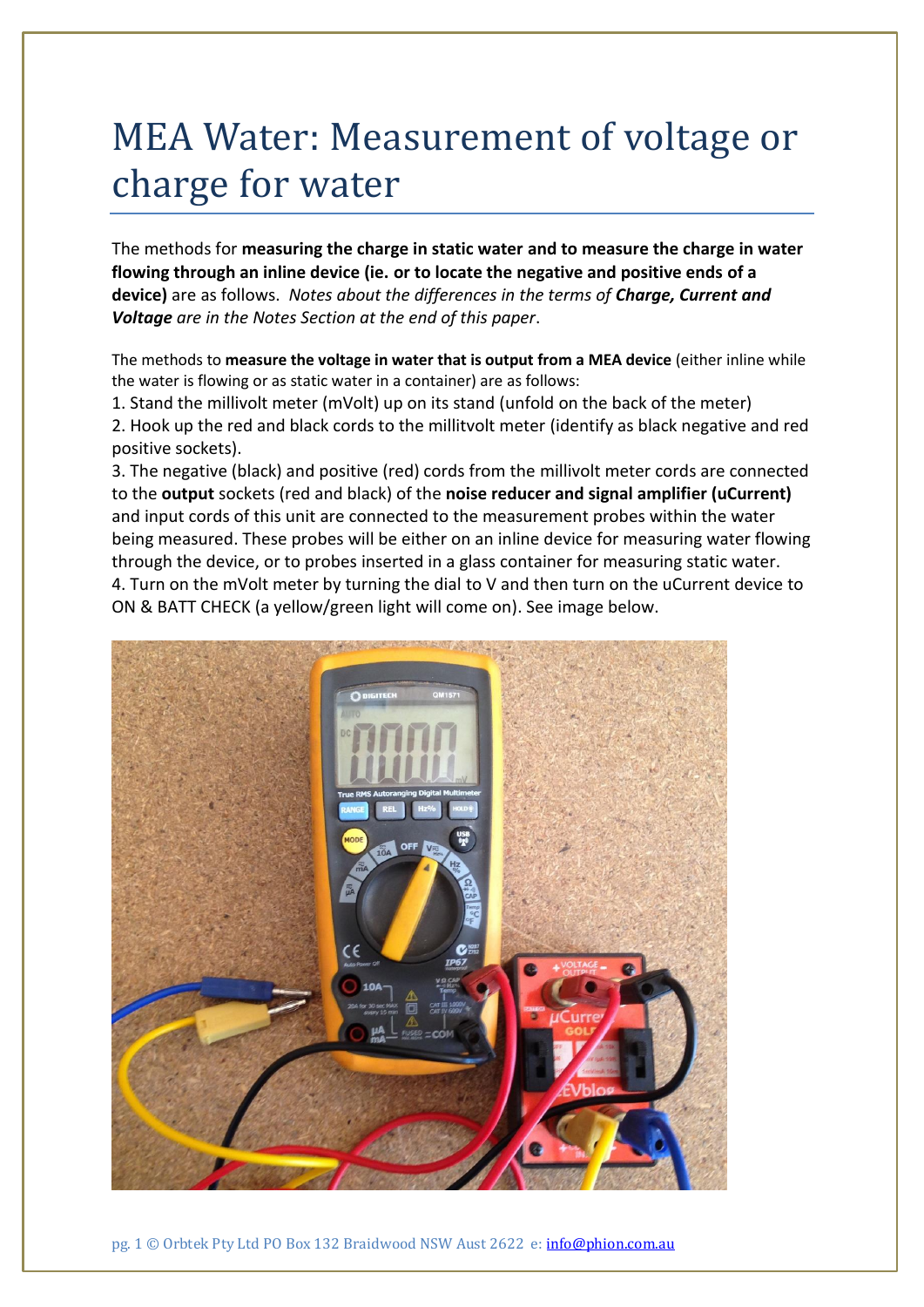# MEA Water: Measurement of voltage or charge for water

The methods for **measuring the charge in static water and to measure the charge in water flowing through an inline device (ie. or to locate the negative and positive ends of a device)** are as follows. *Notes about the differences in the terms of* ***Charge, Current and Voltage*** *are in the Notes Section at the end of this paper*.

The methods to **measure the voltage in water that is output from a MEA device** (either inline while the water is flowing or as static water in a container) are as follows:

1. Stand the millivolt meter (mVolt) up on its stand (unfold on the back of the meter)
2. Hook up the red and black cords to the millitvolt meter (identify as black negative and red positive sockets).
3. The negative (black) and positive (red) cords from the millivolt meter cords are connected to the **output** sockets (red and black) of the **noise reducer and signal amplifier (uCurrent)** and input cords of this unit are connected to the measurement probes within the water being measured. These probes will be either on an inline device for measuring water flowing through the device, or to probes inserted in a glass container for measuring static water.
4. Turn on the mVolt meter by turning the dial to V and then turn on the uCurrent device to ON & BATT CHECK (a yellow/green light will come on). See image below.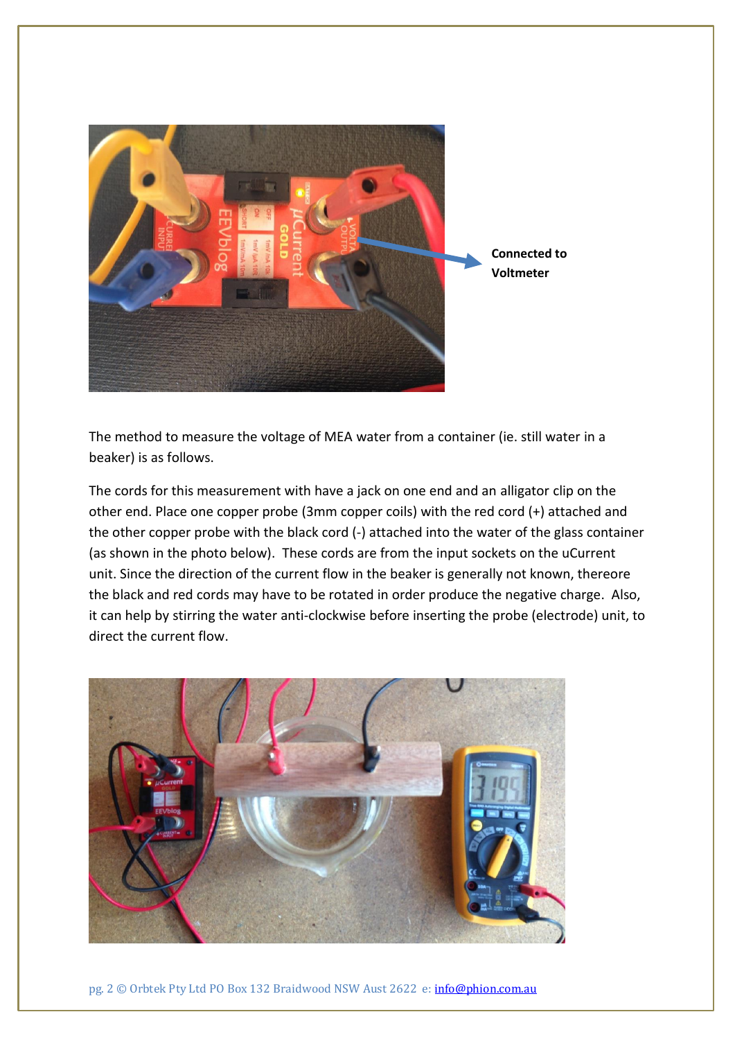Connected to Voltmeter

The method to measure the voltage of MEA water from a container (ie. still water in a beaker) is as follows.

The cords for this measurement with have a jack on one end and an alligator clip on the other end. Place one copper probe (3mm copper coils) with the red cord (+) attached and the other copper probe with the black cord (-) attached into the water of the glass container (as shown in the photo below). These cords are from the input sockets on the uCurrent unit. Since the direction of the current flow in the beaker is generally not known, thereore the black and red cords may have to be rotated in order produce the negative charge. Also, it can help by stirring the water anti-clockwise before inserting the probe (electrode) unit, to direct the current flow.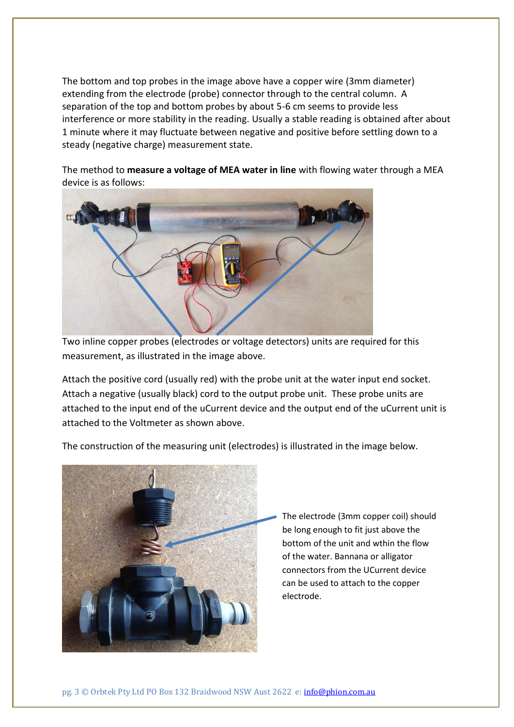The bottom and top probes in the image above have a copper wire (3mm diameter) extending from the electrode (probe) connector through to the central column. A separation of the top and bottom probes by about 5-6 cm seems to provide less interference or more stability in the reading. Usually a stable reading is obtained after about 1 minute where it may fluctuate between negative and positive before settling down to a steady (negative charge) measurement state.

The method to **measure a voltage of MEA water in line** with flowing water through a MEA device is as follows:

Two inline copper probes (electrodes or voltage detectors) units are required for this measurement, as illustrated in the image above.

Attach the positive cord (usually red) with the probe unit at the water input end socket. Attach a negative (usually black) cord to the output probe unit. These probe units are attached to the input end of the uCurrent device and the output end of the uCurrent unit is attached to the Voltmeter as shown above.

The construction of the measuring unit (electrodes) is illustrated in the image below.

The electrode (3mm copper coil) should be long enough to fit just above the bottom of the unit and wthin the flow of the water. Bannana or alligator connectors from the UCurrent device can be used to attach to the copper electrode.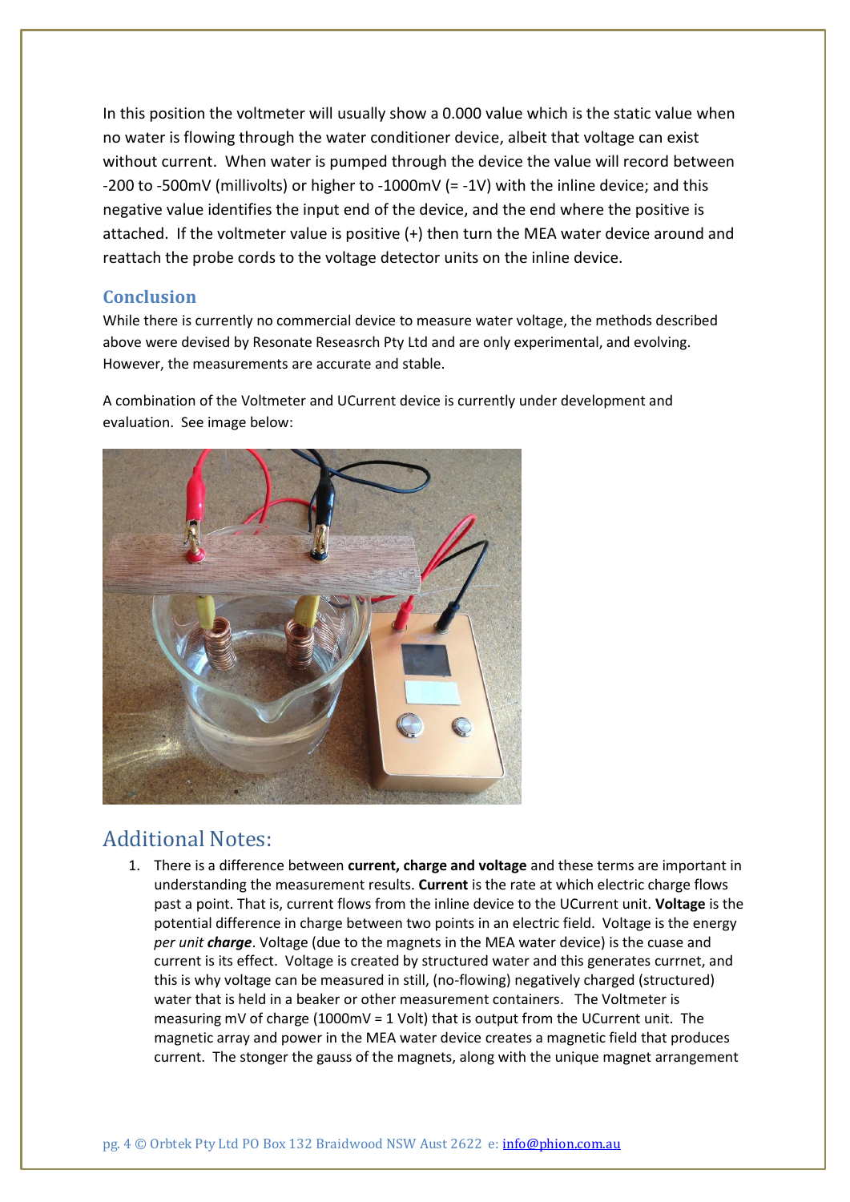In this position the voltmeter will usually show a 0.000 value which is the static value when no water is flowing through the water conditioner device, albeit that voltage can exist without current. When water is pumped through the device the value will record between -200 to -500mV (millivolts) or higher to -1000mV (= -1V) with the inline device; and this negative value identifies the input end of the device, and the end where the positive is attached. If the voltmeter value is positive (+) then turn the MEA water device around and reattach the probe cords to the voltage detector units on the inline device.

### Conclusion

While there is currently no commercial device to measure water voltage, the methods described above were devised by Resonate Reseasrch Pty Ltd and are only experimental, and evolving. However, the measurements are accurate and stable.

A combination of the Voltmeter and UCurrent device is currently under development and evaluation. See image below:

## Additional Notes:

1. There is a difference between **current, charge and voltage** and these terms are important in understanding the measurement results. **Current** is the rate at which electric charge flows past a point. That is, current flows from the inline device to the UCurrent unit. **Voltage** is the potential difference in charge between two points in an electric field. Voltage is the energy *per unit **charge***. Voltage (due to the magnets in the MEA water device) is the cuase and current is its effect. Voltage is created by structured water and this generates currnet, and this is why voltage can be measured in still, (no-flowing) negatively charged (structured) water that is held in a beaker or other measurement containers. The Voltmeter is measuring mV of charge (1000mV = 1 Volt) that is output from the UCurrent unit. The magnetic array and power in the MEA water device creates a magnetic field that produces current. The stonger the gauss of the magnets, along with the unique magnet arrangement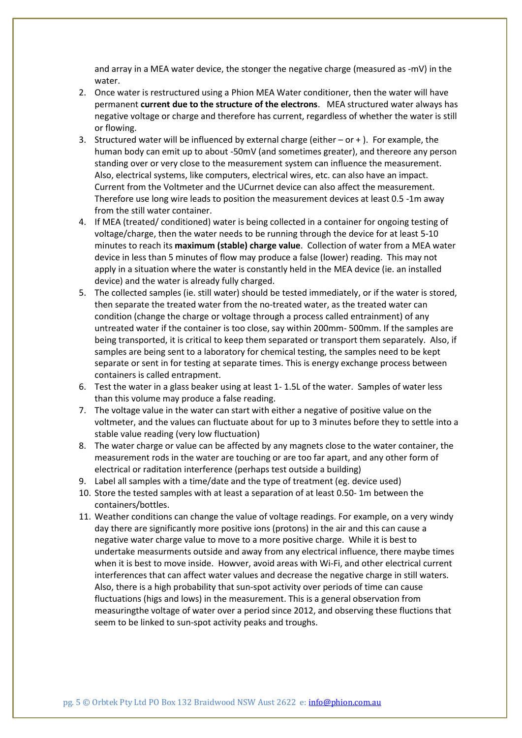and array in a MEA water device, the stonger the negative charge (measured as -mV) in the water.

2. Once water is restructured using a Phion MEA Water conditioner, then the water will have permanent **current due to the structure of the electrons**. MEA structured water always has negative voltage or charge and therefore has current, regardless of whether the water is still or flowing.
3. Structured water will be influenced by external charge (either – or + ). For example, the human body can emit up to about -50mV (and sometimes greater), and thereore any person standing over or very close to the measurement system can influence the measurement. Also, electrical systems, like computers, electrical wires, etc. can also have an impact. Current from the Voltmeter and the UCurrnet device can also affect the measurement. Therefore use long wire leads to position the measurement devices at least 0.5 -1m away from the still water container.
4. If MEA (treated/ conditioned) water is being collected in a container for ongoing testing of voltage/charge, then the water needs to be running through the device for at least 5-10 minutes to reach its **maximum (stable) charge value**. Collection of water from a MEA water device in less than 5 minutes of flow may produce a false (lower) reading. This may not apply in a situation where the water is constantly held in the MEA device (ie. an installed device) and the water is already fully charged.
5. The collected samples (ie. still water) should be tested immediately, or if the water is stored, then separate the treated water from the no-treated water, as the treated water can condition (change the charge or voltage through a process called entrainment) of any untreated water if the container is too close, say within 200mm- 500mm. If the samples are being transported, it is critical to keep them separated or transport them separately. Also, if samples are being sent to a laboratory for chemical testing, the samples need to be kept separate or sent in for testing at separate times. This is energy exchange process between containers is called entrapment.
6. Test the water in a glass beaker using at least 1- 1.5L of the water. Samples of water less than this volume may produce a false reading.
7. The voltage value in the water can start with either a negative of positive value on the voltmeter, and the values can fluctuate about for up to 3 minutes before they to settle into a stable value reading (very low fluctuation)
8. The water charge or value can be affected by any magnets close to the water container, the measurement rods in the water are touching or are too far apart, and any other form of electrical or raditation interference (perhaps test outside a building)
9. Label all samples with a time/date and the type of treatment (eg. device used)
10. Store the tested samples with at least a separation of at least 0.50- 1m between the containers/bottles.
11. Weather conditions can change the value of voltage readings. For example, on a very windy day there are significantly more positive ions (protons) in the air and this can cause a negative water charge value to move to a more positive charge. While it is best to undertake measurments outside and away from any electrical influence, there maybe times when it is best to move inside. Howver, avoid areas with Wi-Fi, and other electrical current interferences that can affect water values and decrease the negative charge in still waters. Also, there is a high probability that sun-spot activity over periods of time can cause fluctuations (higs and lows) in the measurement. This is a general observation from measuringthe voltage of water over a period since 2012, and observing these fluctions that seem to be linked to sun-spot activity peaks and troughs.